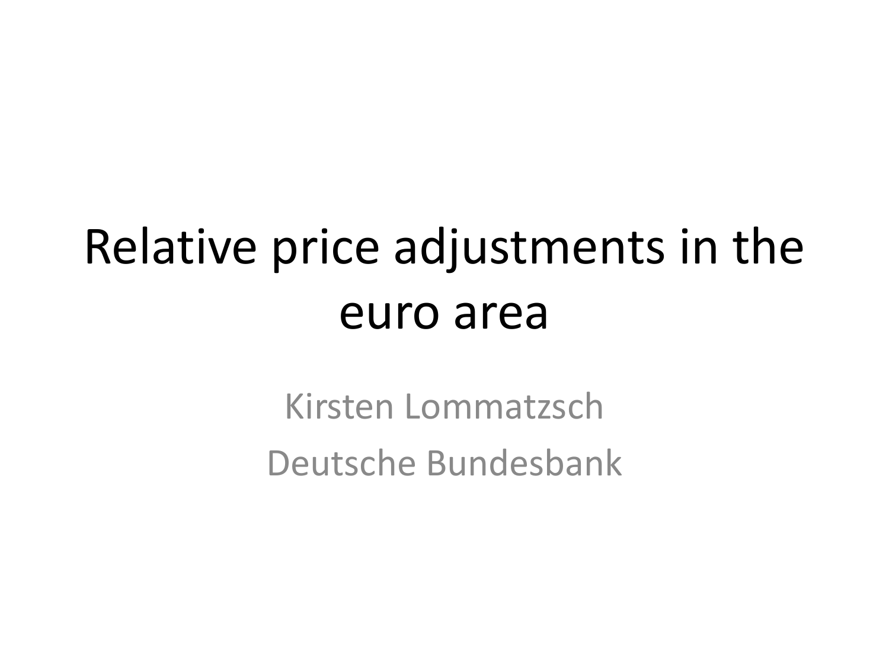# Relative price adjustments in the euro area

Kirsten Lommatzsch

Deutsche Bundesbank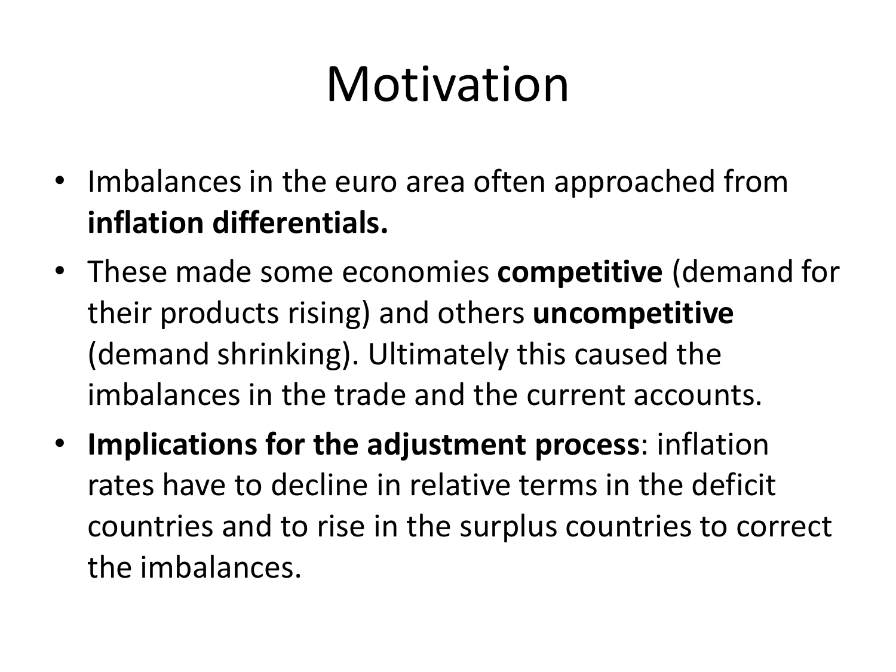# Motivation

- Imbalances in the euro area often approached from **inflation differentials.**
- These made some economies **competitive** (demand for their products rising) and others **uncompetitive** (demand shrinking). Ultimately this caused the imbalances in the trade and the current accounts.
- **Implications for the adjustment process**: inflation rates have to decline in relative terms in the deficit countries and to rise in the surplus countries to correct the imbalances.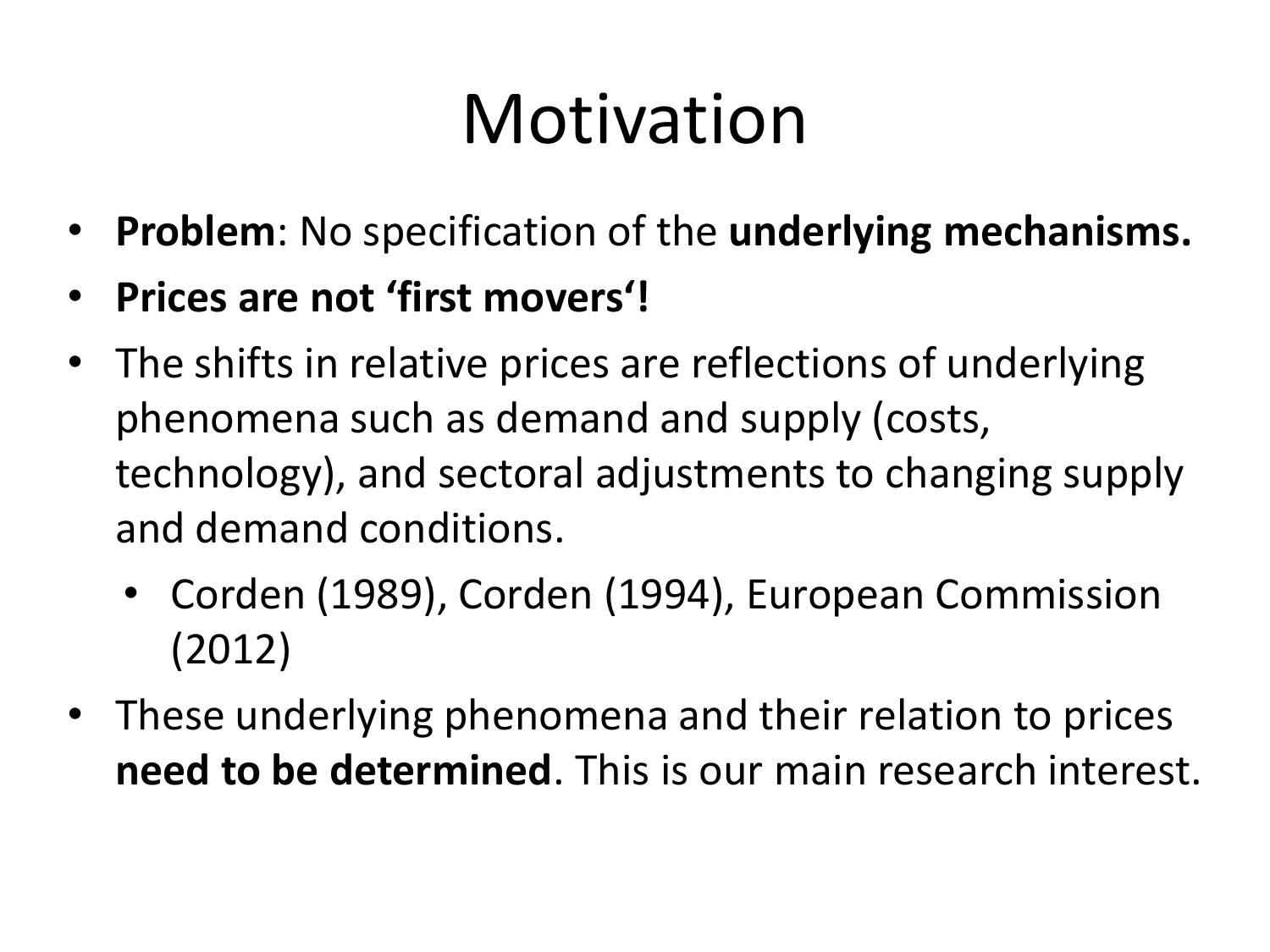# Motivation

- **Problem**: No specification of the **underlying mechanisms.**
- **Prices are not 'first movers'!**
- The shifts in relative prices are reflections of underlying phenomena such as demand and supply (costs, technology), and sectoral adjustments to changing supply and demand conditions.
  - Corden (1989), Corden (1994), European Commission (2012)
- These underlying phenomena and their relation to prices **need to be determined**. This is our main research interest.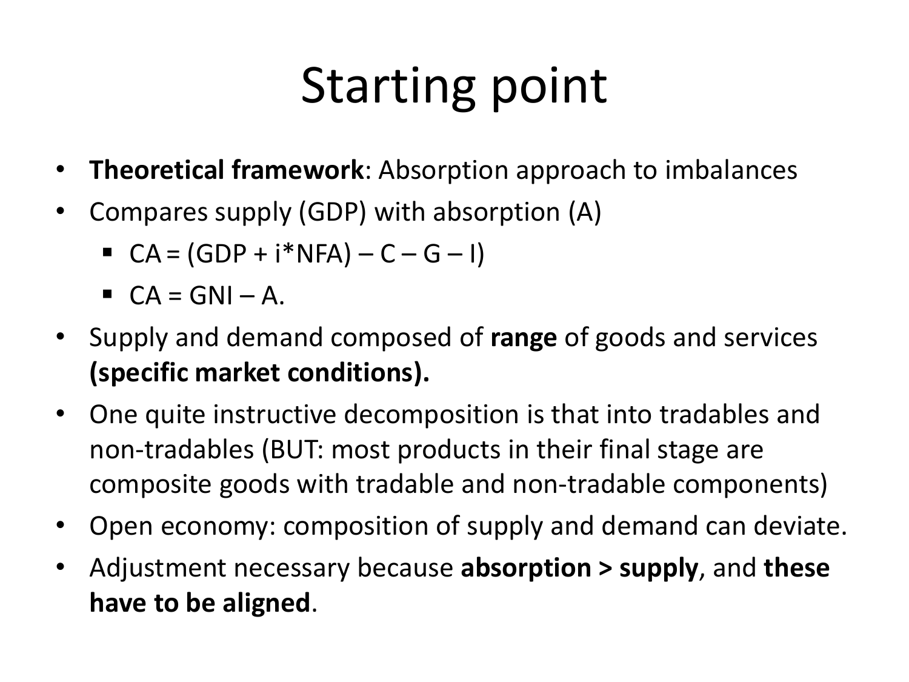# Starting point

- **Theoretical framework**: Absorption approach to imbalances
- Compares supply (GDP) with absorption (A)
  - $CA = (GDP + i^{*}NFA) - C - G - I)$
  - $CA = GNI - A$.
- Supply and demand composed of **range** of goods and services **(specific market conditions).**
- One quite instructive decomposition is that into tradables and non-tradables (BUT: most products in their final stage are composite goods with tradable and non-tradable components)
- Open economy: composition of supply and demand can deviate.
- Adjustment necessary because **absorption > supply**, and **these have to be aligned**.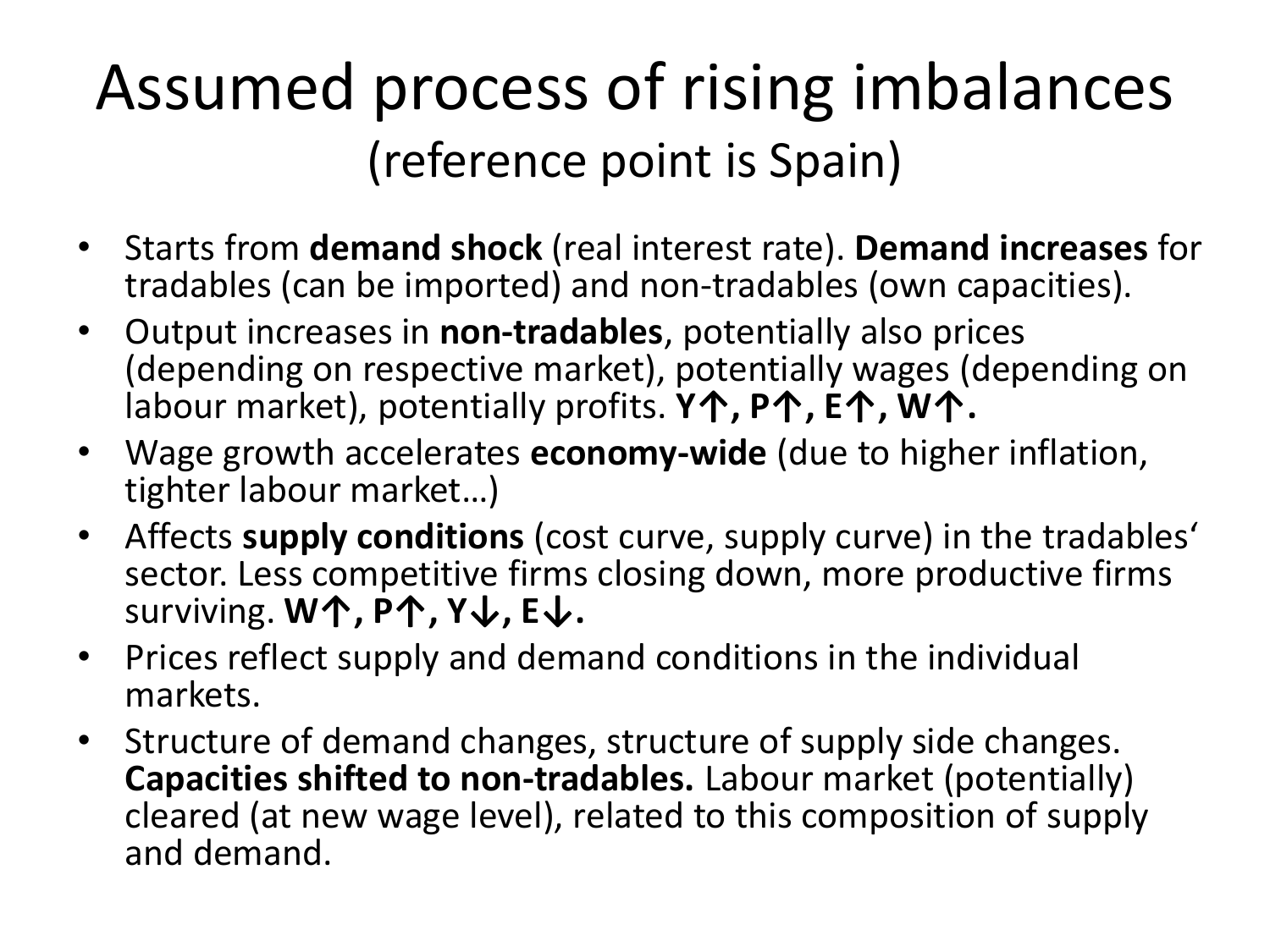# Assumed process of rising imbalances

## (reference point is Spain)

- Starts from **demand shock** (real interest rate). **Demand increases** for tradables (can be imported) and non-tradables (own capacities).
- Output increases in **non-tradables**, potentially also prices (depending on respective market), potentially wages (depending on labour market), potentially profits. **Y↑, P↑, E↑, W↑.**
- Wage growth accelerates **economy-wide** (due to higher inflation, tighter labour market…)
- Affects **supply conditions** (cost curve, supply curve) in the tradables' sector. Less competitive firms closing down, more productive firms surviving. **W↑, P↑, Y↓, E↓.**
- Prices reflect supply and demand conditions in the individual markets.
- Structure of demand changes, structure of supply side changes. **Capacities shifted to non-tradables.** Labour market (potentially) cleared (at new wage level), related to this composition of supply and demand.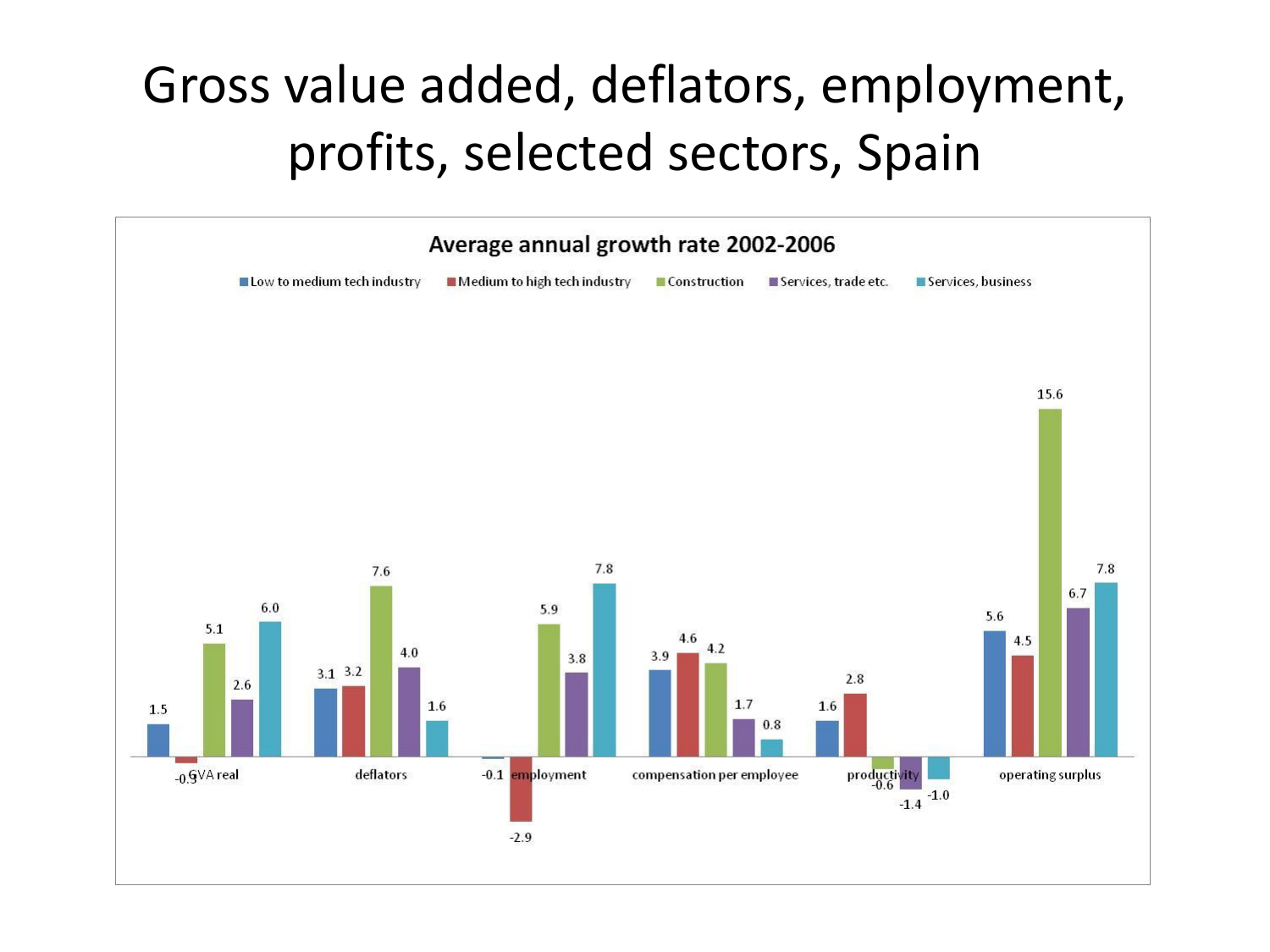# Gross value added, deflators, employment, profits, selected sectors, Spain

**Average annual growth rate 2002-2006**

| | Low to medium tech industry | Medium to high tech industry | Construction | Services, trade etc. | Services, business |
|---|---|---|---|---|---|
| GVA real | 1.5 | -0.3 | 5.1 | 2.6 | 6.0 |
| deflators | 3.1 | 3.2 | 7.6 | 4.0 | 1.6 |
| employment | -0.1 | -2.9 | 5.9 | 3.8 | 7.8 |
| compensation per employee | 3.9 | 4.6 | 4.2 | 1.7 | 0.8 |
| productivity | 1.6 | 2.8 | -0.6 | -1.4 | -1.0 |
| operating surplus | 5.6 | 4.5 | 15.6 | 6.7 | 7.8 |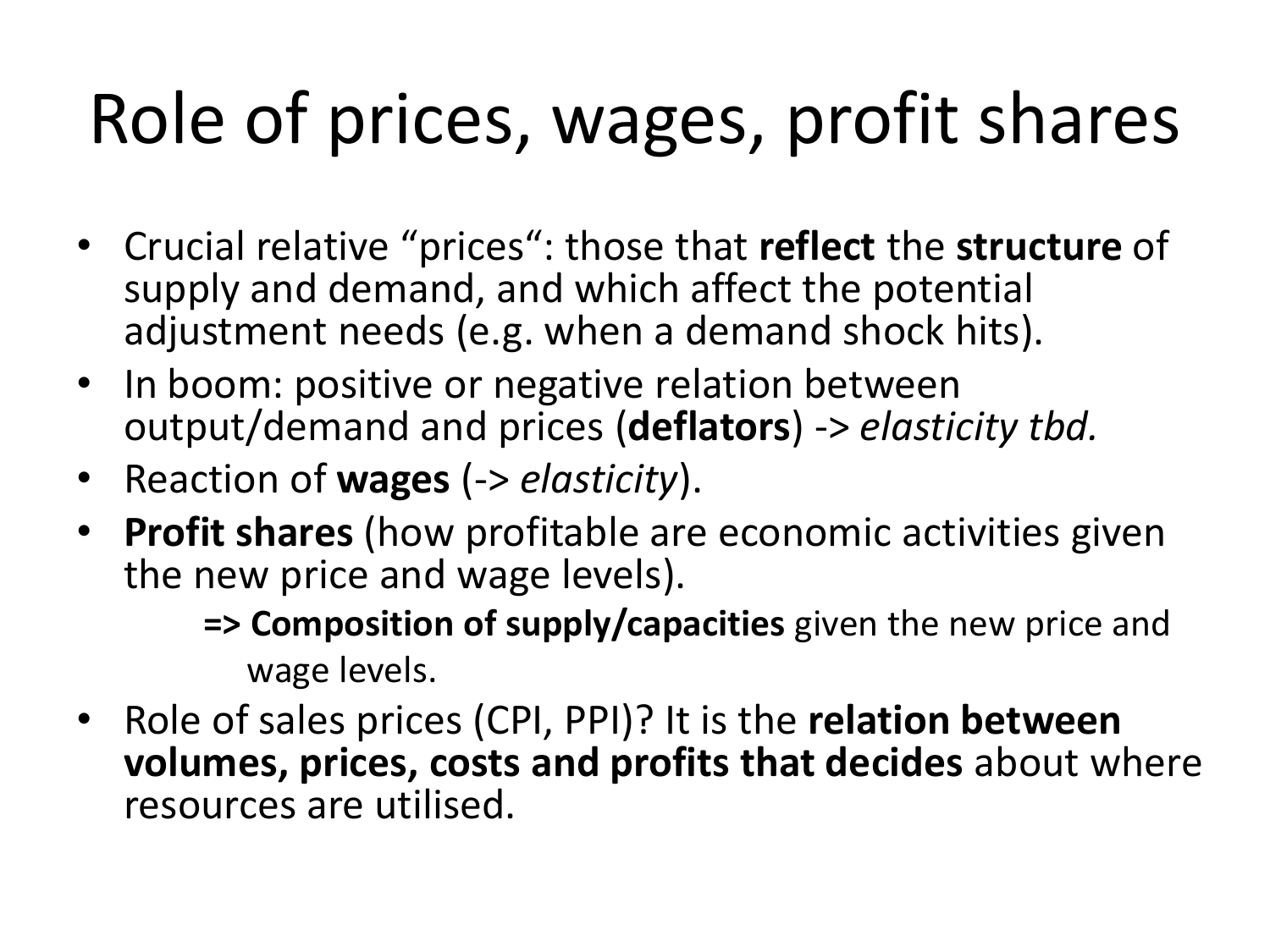# Role of prices, wages, profit shares

- Crucial relative "prices": those that **reflect** the **structure** of supply and demand, and which affect the potential adjustment needs (e.g. when a demand shock hits).
- In boom: positive or negative relation between output/demand and prices (**deflators**) -> *elasticity tbd.*
- Reaction of **wages** (-> *elasticity*).
- **Profit shares** (how profitable are economic activities given the new price and wage levels).
  - **=> Composition of supply/capacities** given the new price and wage levels.
- Role of sales prices (CPI, PPI)? It is the **relation between volumes, prices, costs and profits that decides** about where resources are utilised.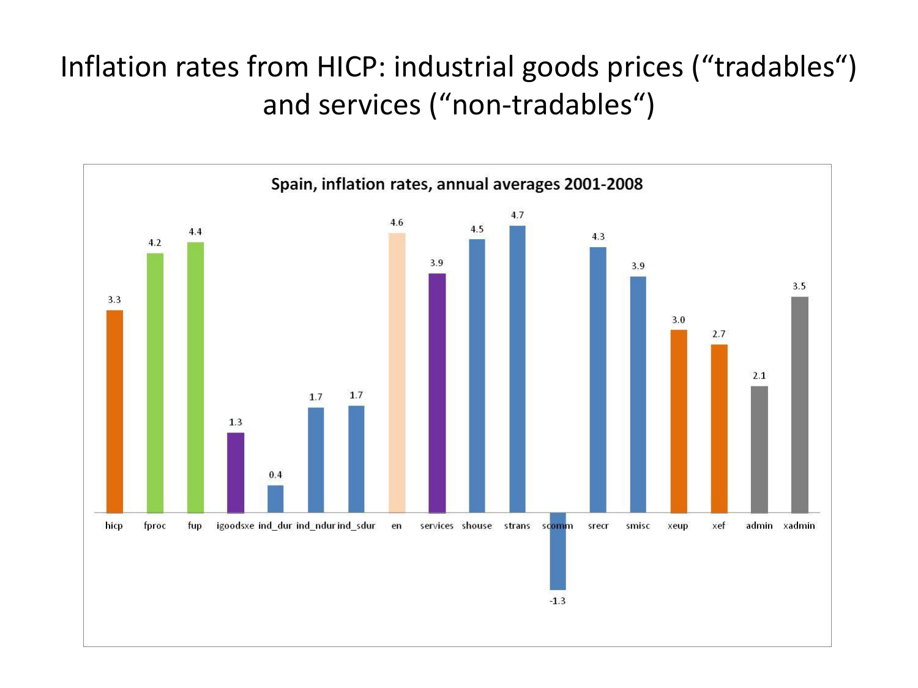# Inflation rates from HICP: industrial goods prices ("tradables") and services ("non-tradables")

**Spain, inflation rates, annual averages 2001-2008**

| Category | Inflation rate |
| --- | --- |
| hicp | 3.3 |
| fproc | 4.2 |
| fup | 4.4 |
| igoodsxe | 1.3 |
| ind_dur | 0.4 |
| ind_ndur | 1.7 |
| ind_sdur | 1.7 |
| en | 4.6 |
| services | 3.9 |
| shouse | 4.5 |
| strans | 4.7 |
| scomm | -1.3 |
| srecr | 4.3 |
| smisc | 3.9 |
| xeup | 3.0 |
| xef | 2.7 |
| admin | 2.1 |
| xadmin | 3.5 |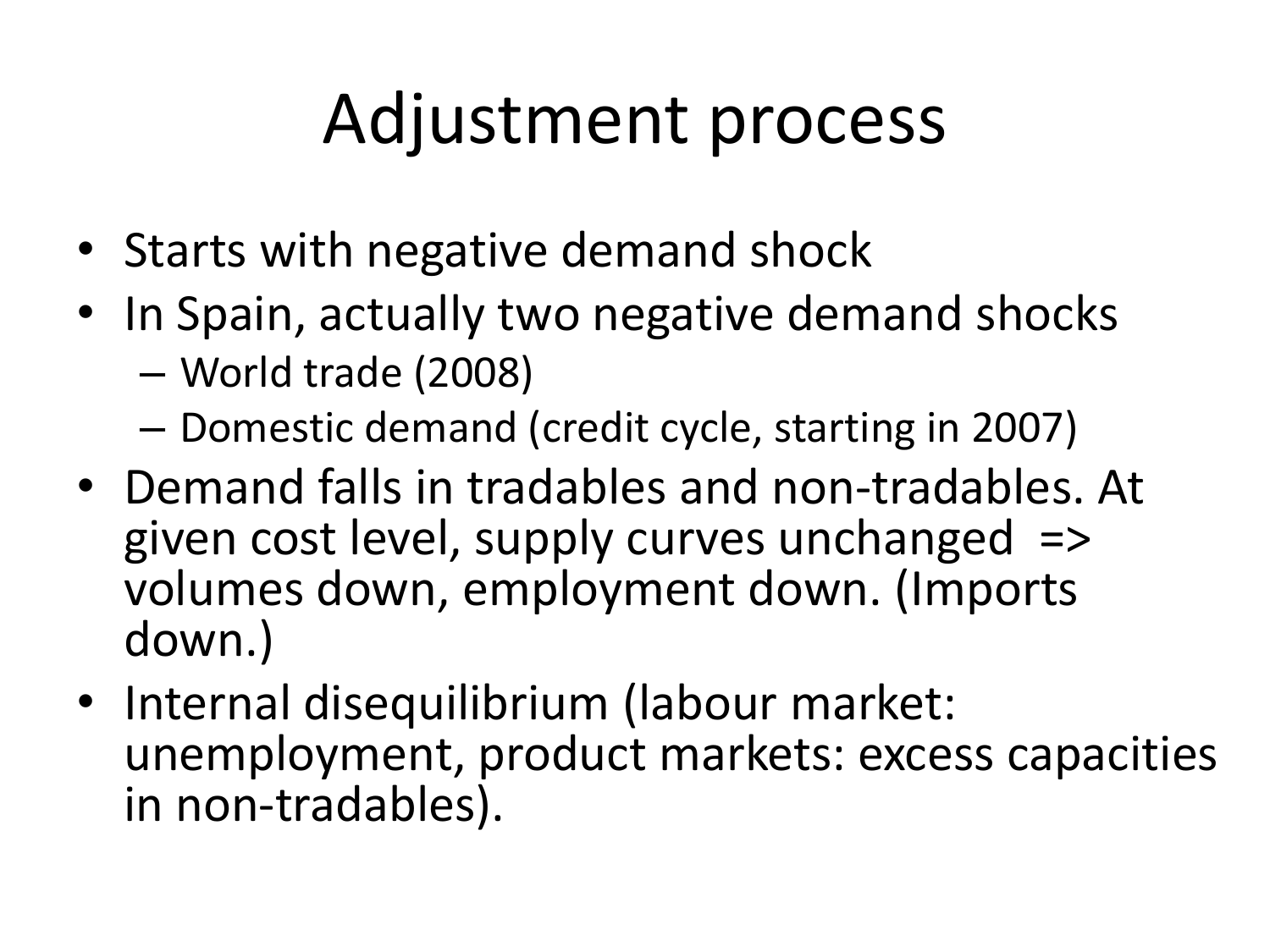# Adjustment process

- Starts with negative demand shock
- In Spain, actually two negative demand shocks
  - World trade (2008)
  - Domestic demand (credit cycle, starting in 2007)
- Demand falls in tradables and non-tradables. At given cost level, supply curves unchanged => volumes down, employment down. (Imports down.)
- Internal disequilibrium (labour market: unemployment, product markets: excess capacities in non-tradables).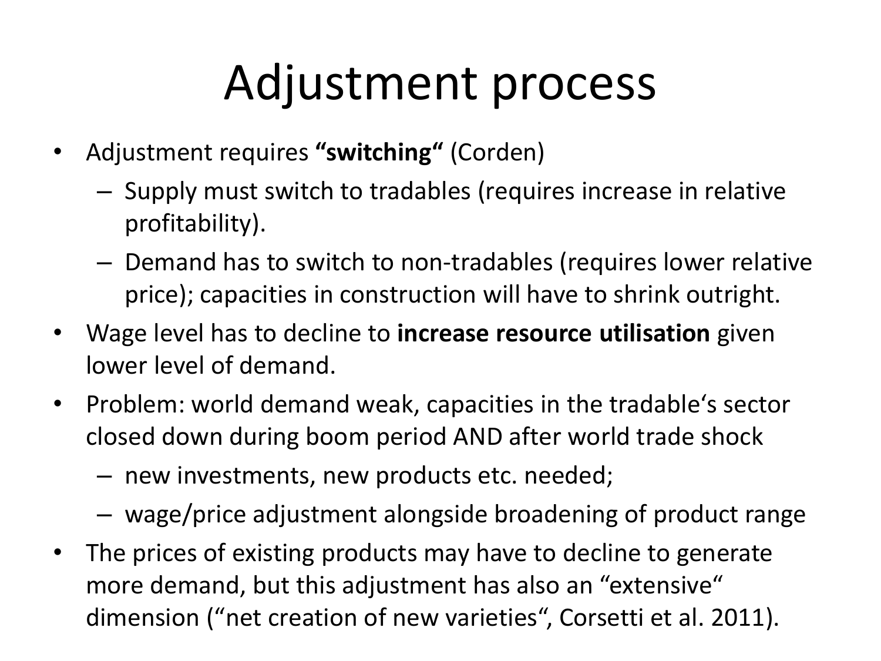# Adjustment process

- Adjustment requires **"switching"** (Corden)
  - Supply must switch to tradables (requires increase in relative profitability).
  - Demand has to switch to non-tradables (requires lower relative price); capacities in construction will have to shrink outright.
- Wage level has to decline to **increase resource utilisation** given lower level of demand.
- Problem: world demand weak, capacities in the tradable's sector closed down during boom period AND after world trade shock
  - new investments, new products etc. needed;
  - wage/price adjustment alongside broadening of product range
- The prices of existing products may have to decline to generate more demand, but this adjustment has also an "extensive" dimension ("net creation of new varieties", Corsetti et al. 2011).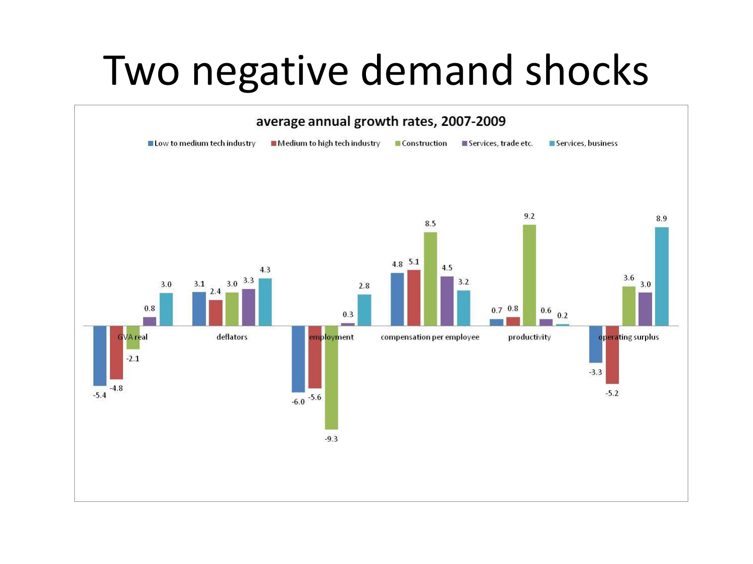# Two negative demand shocks

**average annual growth rates, 2007-2009**

| | Low to medium tech industry | Medium to high tech industry | Construction | Services, trade etc. | Services, business |
|---|---|---|---|---|---|
| GVA real | -5.4 | -4.8 | -2.1 | 0.8 | 3.0 |
| deflators | 3.1 | 2.4 | 3.0 | 3.3 | 4.3 |
| employment | -6.0 | -5.6 | -9.3 | 0.3 | 2.8 |
| compensation per employee | 4.8 | 5.1 | 8.5 | 4.5 | 3.2 |
| productivity | 0.7 | 0.8 | 9.2 | 0.6 | 0.2 |
| operating surplus | -3.3 | -5.2 | 3.6 | 3.0 | 8.9 |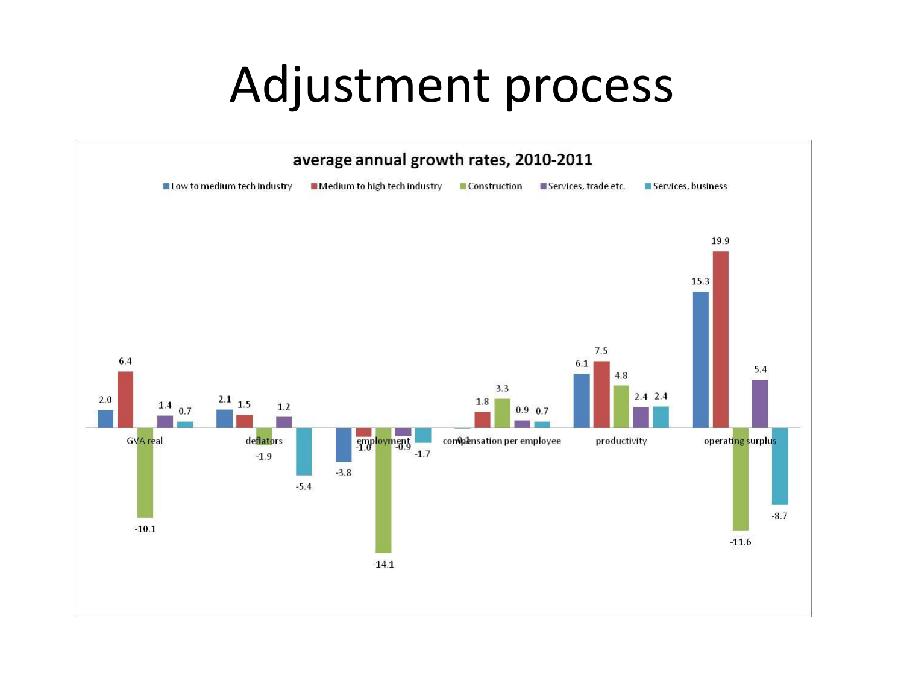# Adjustment process

**average annual growth rates, 2010-2011**

| | Low to medium tech industry | Medium to high tech industry | Construction | Services, trade etc. | Services, business |
|---|---|---|---|---|---|
| GVA real | 2.0 | 6.4 | -10.1 | 1.4 | 0.7 |
| deflators | 2.1 | 1.5 | -1.9 | 1.2 | -5.4 |
| employment | -3.8 | -1.0 | -14.1 | -0.9 | -1.7 |
| compensation per employee | -0.1 | 1.8 | 3.3 | 0.9 | 0.7 |
| productivity | 6.1 | 7.5 | 4.8 | 2.4 | 2.4 |
| operating surplus | 15.3 | 19.9 | -11.6 | 5.4 | -8.7 |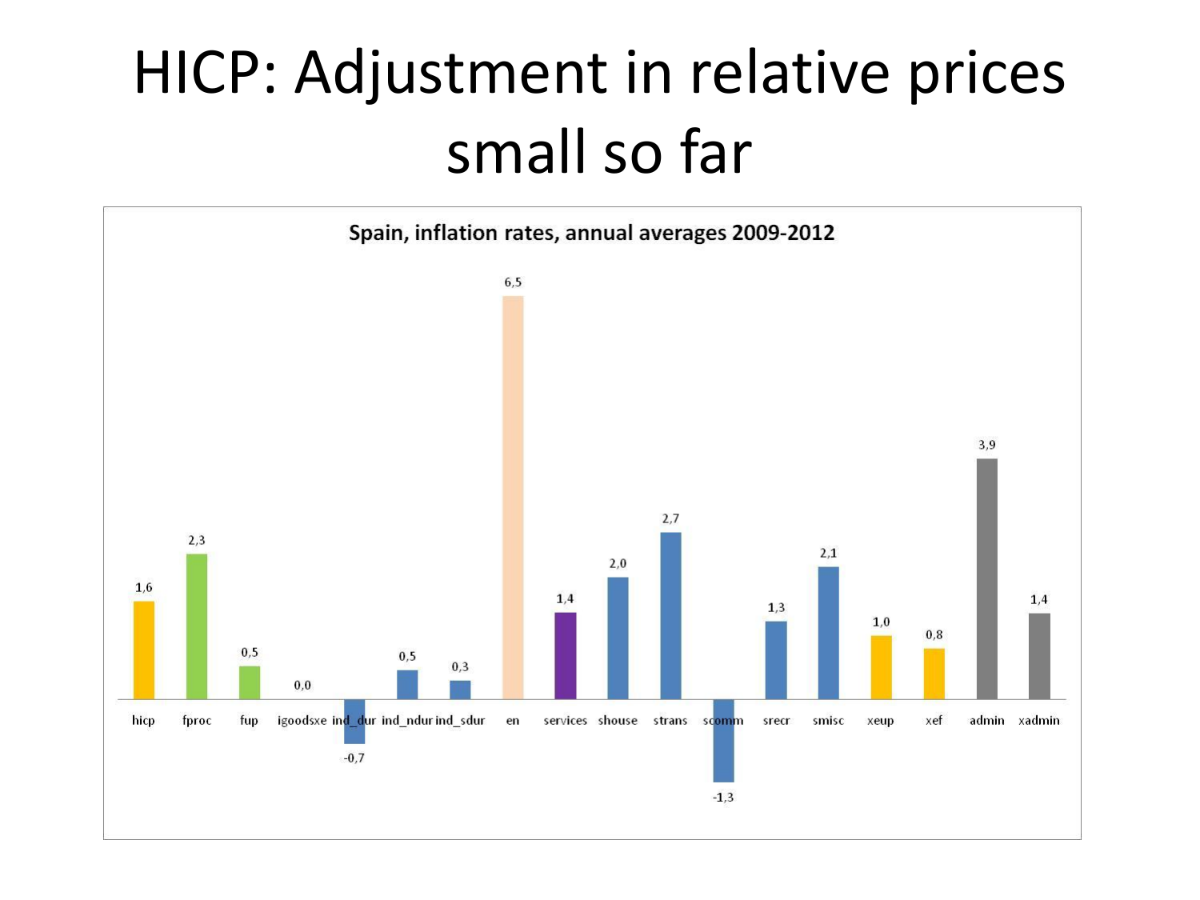# HICP: Adjustment in relative prices small so far

**Spain, inflation rates, annual averages 2009-2012**

| hicp | fproc | fup | igoodsxe | ind_dur | ind_ndur | ind_sdur | en | services | shouse | strans | scomm | srecr | smisc | xeup | xef | admin | xadmin |
|---|---|---|---|---|---|---|---|---|---|---|---|---|---|---|---|---|---|
| 1,6 | 2,3 | 0,5 | 0,0 | -0,7 | 0,5 | 0,3 | 6,5 | 1,4 | 2,0 | 2,7 | -1,3 | 1,3 | 2,1 | 1,0 | 0,8 | 3,9 | 1,4 |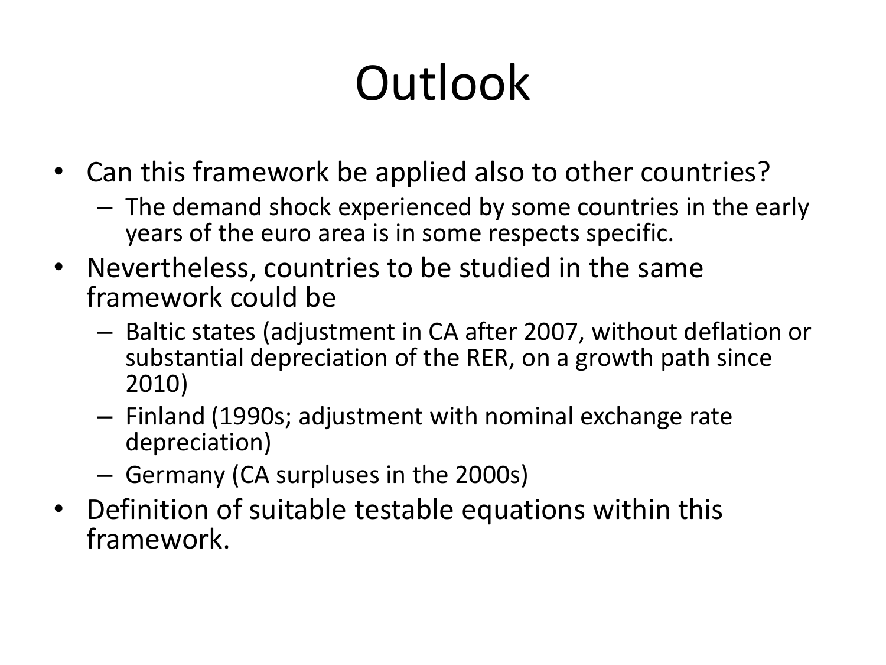# Outlook

- Can this framework be applied also to other countries?
  - The demand shock experienced by some countries in the early years of the euro area is in some respects specific.
- Nevertheless, countries to be studied in the same framework could be
  - Baltic states (adjustment in CA after 2007, without deflation or substantial depreciation of the RER, on a growth path since 2010)
  - Finland (1990s; adjustment with nominal exchange rate depreciation)
  - Germany (CA surpluses in the 2000s)
- Definition of suitable testable equations within this framework.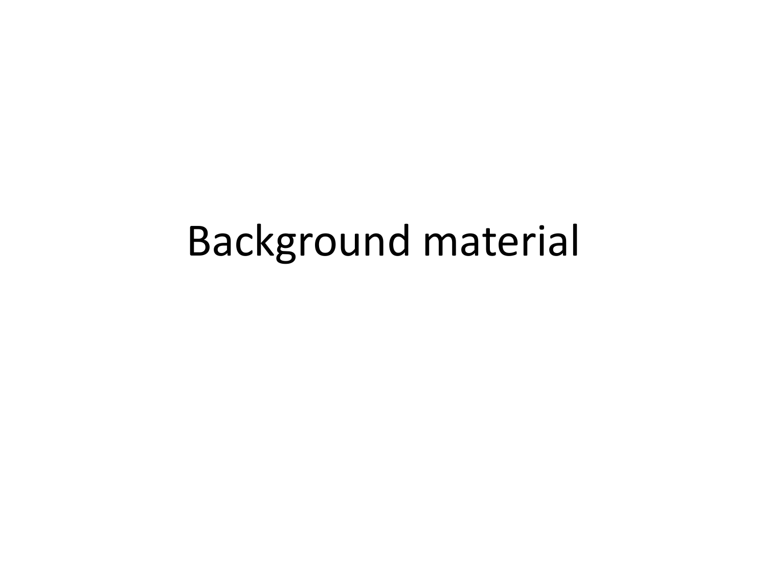# Background material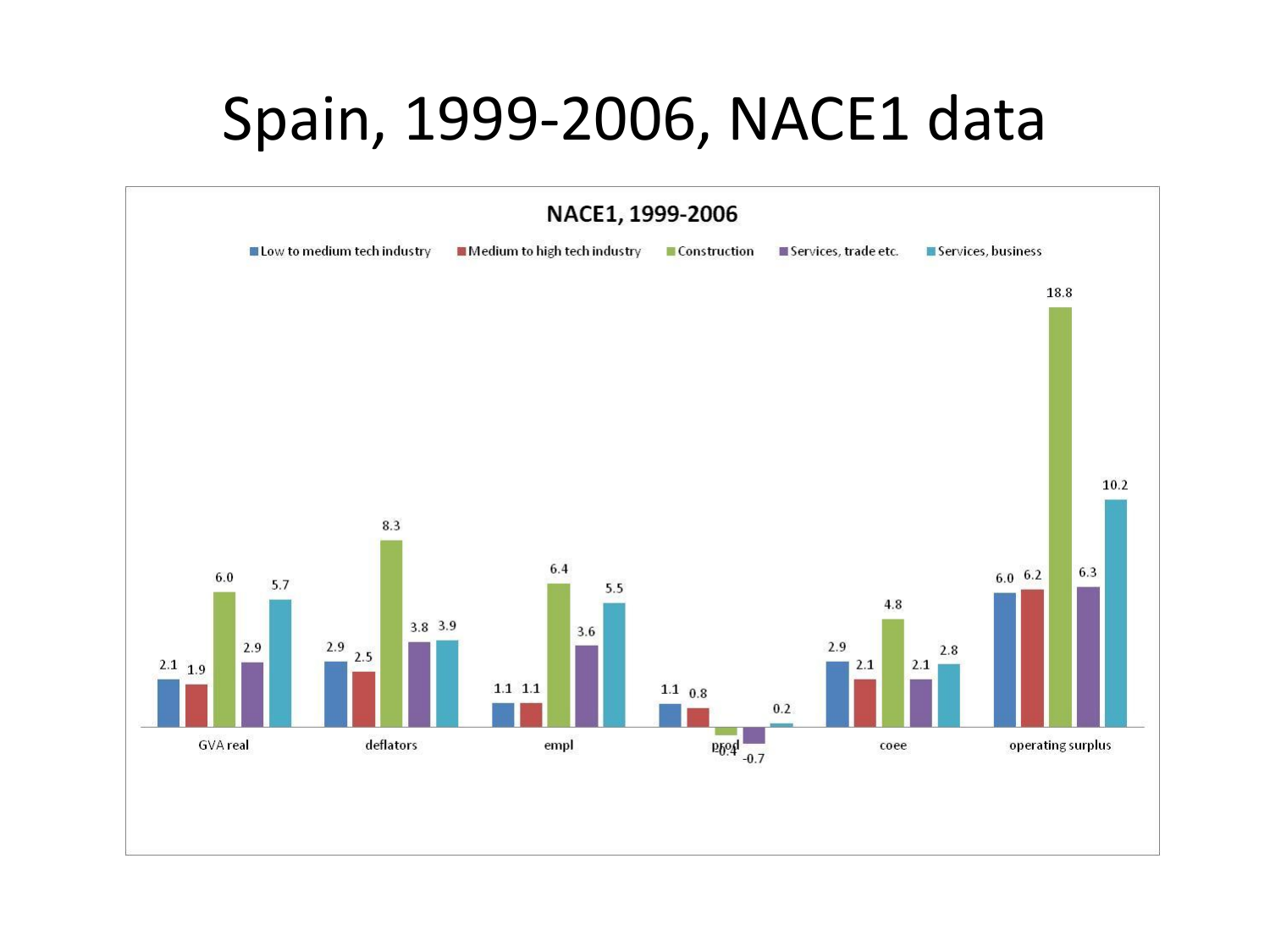# Spain, 1999-2006, NACE1 data

**NACE1, 1999-2006**

| | Low to medium tech industry | Medium to high tech industry | Construction | Services, trade etc. | Services, business |
|---|---|---|---|---|---|
| GVA real | 2.1 | 1.9 | 6.0 | 2.9 | 5.7 |
| deflators | 2.9 | 2.5 | 8.3 | 3.8 | 3.9 |
| empl | 1.1 | 1.1 | 6.4 | 3.6 | 5.5 |
| prod | 1.1 | 0.8 | -0.4 | -0.7 | 0.2 |
| coee | 2.9 | 2.1 | 4.8 | 2.1 | 2.8 |
| operating surplus | 6.0 | 6.2 | 18.8 | 6.3 | 10.2 |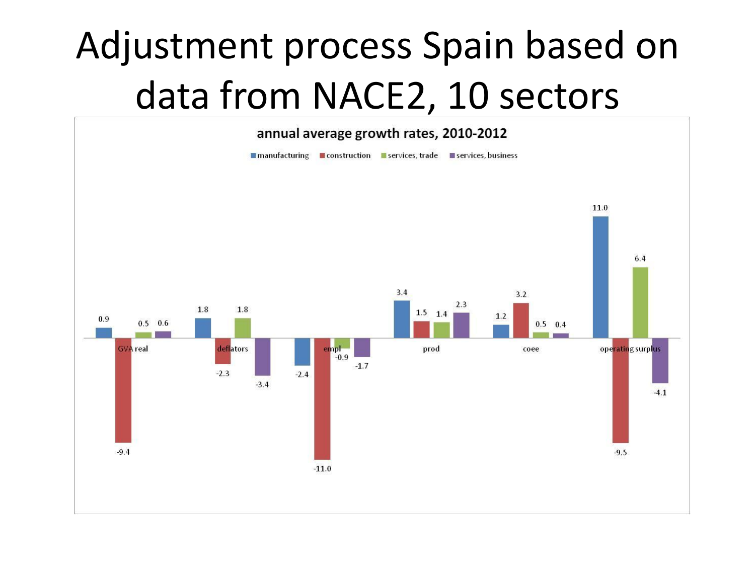# Adjustment process Spain based on data from NACE2, 10 sectors

annual average growth rates, 2010-2012

manufacturing construction services, trade services, business

0.9 -9.4 0.5 0.6

GVA real

1.8 -2.3 1.8 -3.4

deflators

-2.4 -11.0 -0.9 -1.7

empl

3.4 1.5 1.4 2.3

prod

1.2 3.2 0.5 0.4

coee

11.0 -9.5 6.4 -4.1

operating surplus